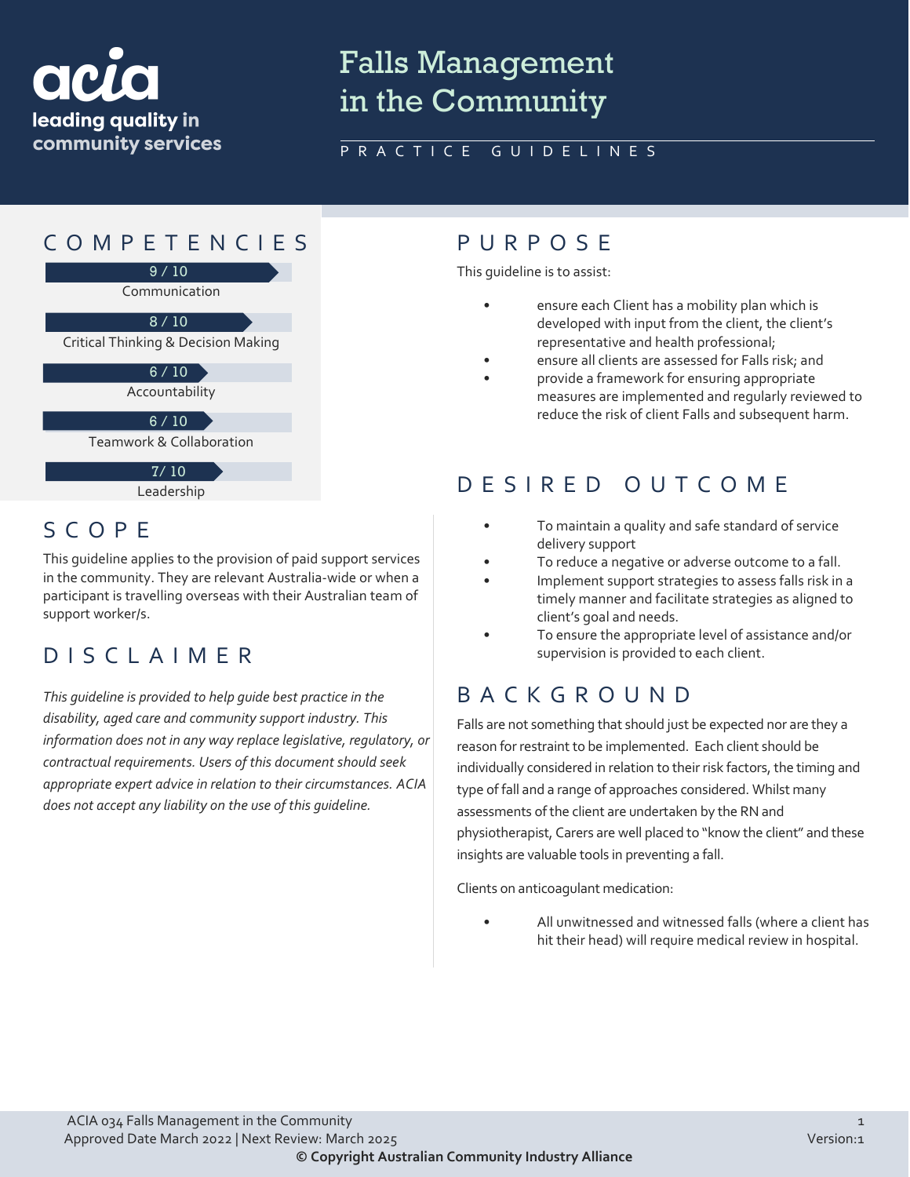acia
leading quality in community services

# Falls Management in the Community

PRACTICE GUIDELINES

## COMPETENCIES

- 9 / 10 Communication
- 8 / 10 Critical Thinking & Decision Making
- 6 / 10 Accountability
- 6 / 10 Teamwork & Collaboration
- 7/ 10 Leadership

## SCOPE

This guideline applies to the provision of paid support services in the community. They are relevant Australia-wide or when a participant is travelling overseas with their Australian team of support worker/s.

## DISCLAIMER

*This guideline is provided to help guide best practice in the disability, aged care and community support industry. This information does not in any way replace legislative, regulatory, or contractual requirements. Users of this document should seek appropriate expert advice in relation to their circumstances. ACIA does not accept any liability on the use of this guideline.*

## PURPOSE

This guideline is to assist:

- ensure each Client has a mobility plan which is developed with input from the client, the client's representative and health professional;
- ensure all clients are assessed for Falls risk; and
- provide a framework for ensuring appropriate measures are implemented and regularly reviewed to reduce the risk of client Falls and subsequent harm.

## DESIRED OUTCOME

- To maintain a quality and safe standard of service delivery support
- To reduce a negative or adverse outcome to a fall.
- Implement support strategies to assess falls risk in a timely manner and facilitate strategies as aligned to client's goal and needs.
- To ensure the appropriate level of assistance and/or supervision is provided to each client.

## BACKGROUND

Falls are not something that should just be expected nor are they a reason for restraint to be implemented. Each client should be individually considered in relation to their risk factors, the timing and type of fall and a range of approaches considered. Whilst many assessments of the client are undertaken by the RN and physiotherapist, Carers are well placed to "know the client" and these insights are valuable tools in preventing a fall.

Clients on anticoagulant medication:

- All unwitnessed and witnessed falls (where a client has hit their head) will require medical review in hospital.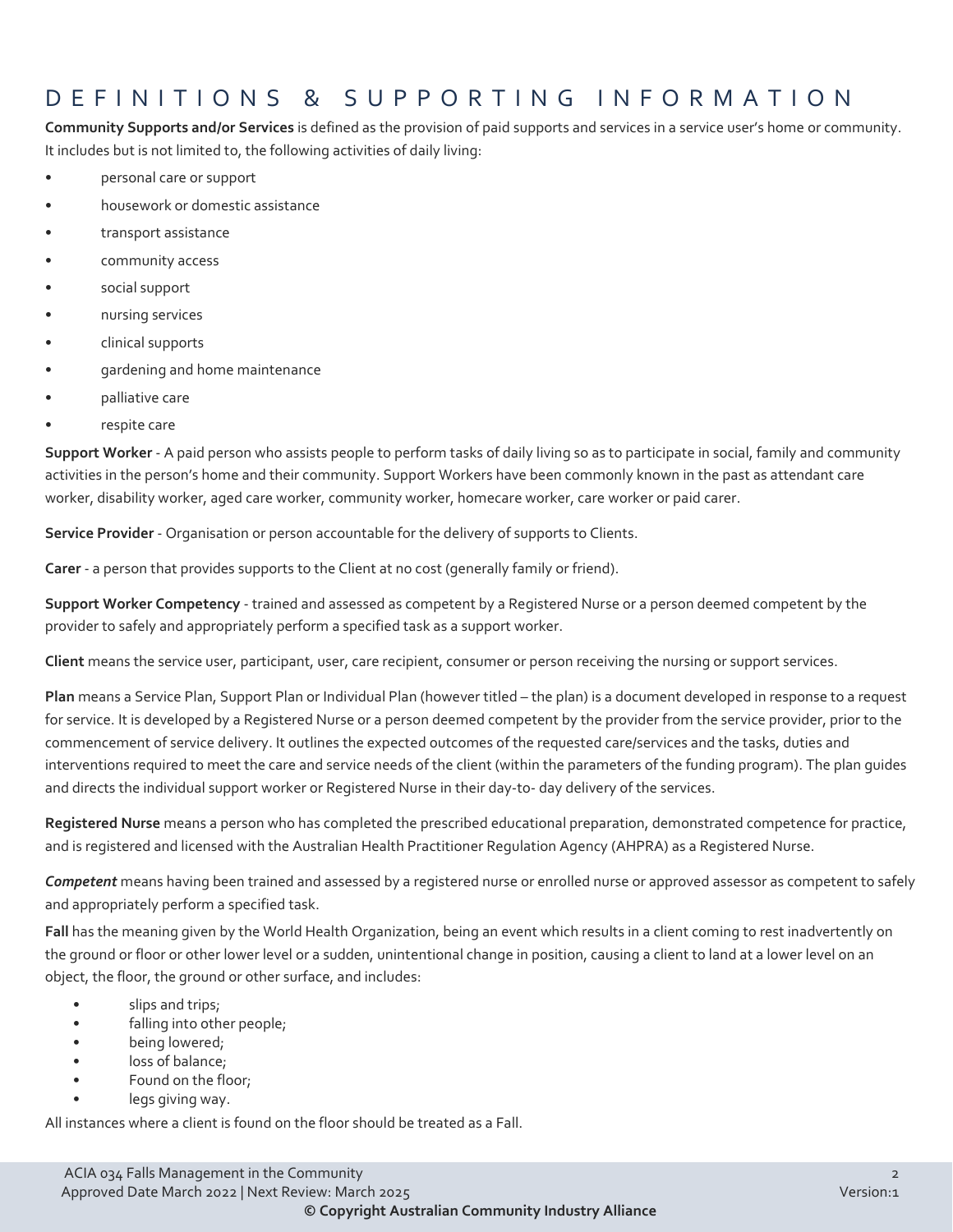## DEFINITIONS & SUPPORTING INFORMATION

**Community Supports and/or Services** is defined as the provision of paid supports and services in a service user's home or community. It includes but is not limited to, the following activities of daily living:

- personal care or support
- housework or domestic assistance
- transport assistance
- community access
- social support
- nursing services
- clinical supports
- gardening and home maintenance
- palliative care
- respite care

**Support Worker** - A paid person who assists people to perform tasks of daily living so as to participate in social, family and community activities in the person's home and their community. Support Workers have been commonly known in the past as attendant care worker, disability worker, aged care worker, community worker, homecare worker, care worker or paid carer.

**Service Provider** - Organisation or person accountable for the delivery of supports to Clients.

**Carer** - a person that provides supports to the Client at no cost (generally family or friend).

**Support Worker Competency** - trained and assessed as competent by a Registered Nurse or a person deemed competent by the provider to safely and appropriately perform a specified task as a support worker.

**Client** means the service user, participant, user, care recipient, consumer or person receiving the nursing or support services.

**Plan** means a Service Plan, Support Plan or Individual Plan (however titled – the plan) is a document developed in response to a request for service. It is developed by a Registered Nurse or a person deemed competent by the provider from the service provider, prior to the commencement of service delivery. It outlines the expected outcomes of the requested care/services and the tasks, duties and interventions required to meet the care and service needs of the client (within the parameters of the funding program). The plan guides and directs the individual support worker or Registered Nurse in their day-to- day delivery of the services.

**Registered Nurse** means a person who has completed the prescribed educational preparation, demonstrated competence for practice, and is registered and licensed with the Australian Health Practitioner Regulation Agency (AHPRA) as a Registered Nurse.

***Competent*** means having been trained and assessed by a registered nurse or enrolled nurse or approved assessor as competent to safely and appropriately perform a specified task.

**Fall** has the meaning given by the World Health Organization, being an event which results in a client coming to rest inadvertently on the ground or floor or other lower level or a sudden, unintentional change in position, causing a client to land at a lower level on an object, the floor, the ground or other surface, and includes:

- slips and trips;
- falling into other people;
- being lowered;
- loss of balance;
- Found on the floor;
- legs giving way.

All instances where a client is found on the floor should be treated as a Fall.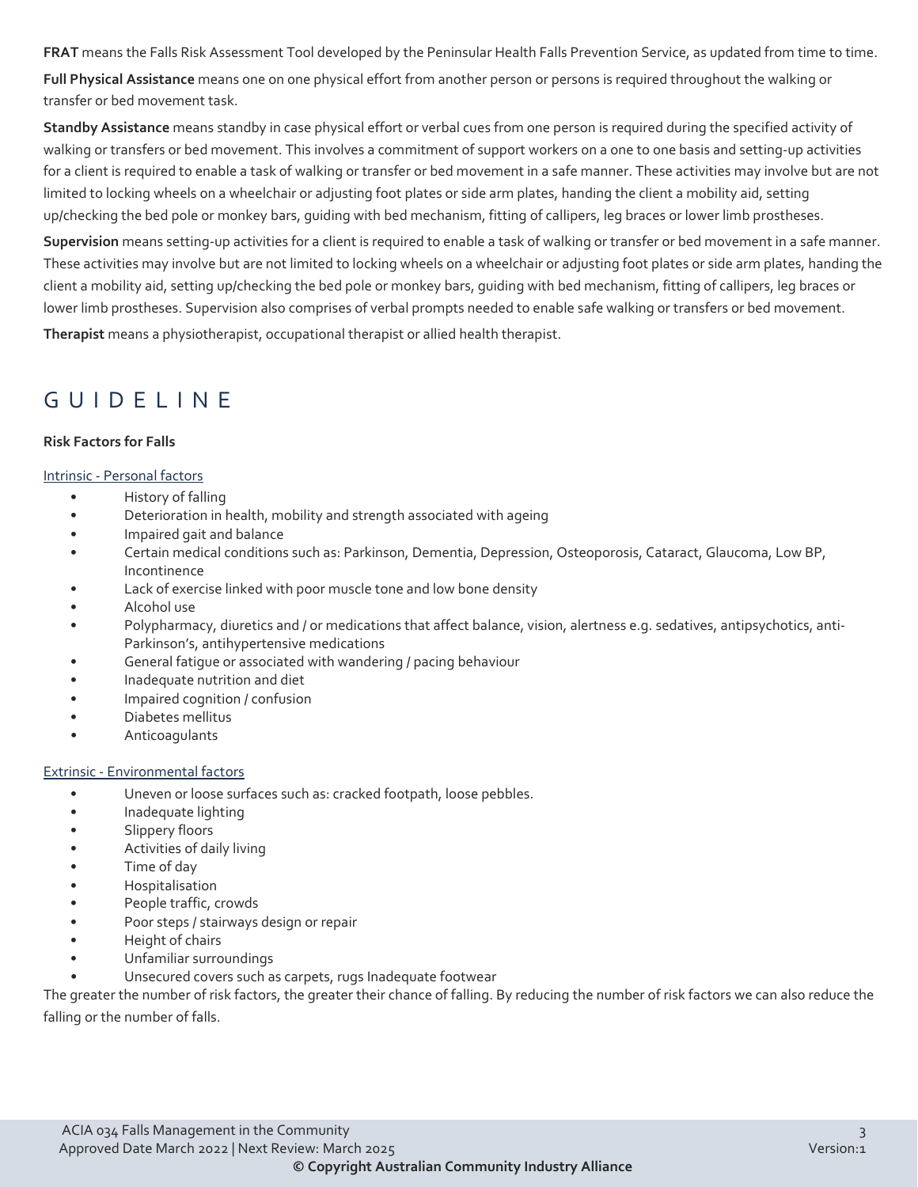**FRAT** means the Falls Risk Assessment Tool developed by the Peninsular Health Falls Prevention Service, as updated from time to time.

**Full Physical Assistance** means one on one physical effort from another person or persons is required throughout the walking or transfer or bed movement task.

**Standby Assistance** means standby in case physical effort or verbal cues from one person is required during the specified activity of walking or transfers or bed movement. This involves a commitment of support workers on a one to one basis and setting-up activities for a client is required to enable a task of walking or transfer or bed movement in a safe manner. These activities may involve but are not limited to locking wheels on a wheelchair or adjusting foot plates or side arm plates, handing the client a mobility aid, setting up/checking the bed pole or monkey bars, guiding with bed mechanism, fitting of callipers, leg braces or lower limb prostheses.

**Supervision** means setting-up activities for a client is required to enable a task of walking or transfer or bed movement in a safe manner. These activities may involve but are not limited to locking wheels on a wheelchair or adjusting foot plates or side arm plates, handing the client a mobility aid, setting up/checking the bed pole or monkey bars, guiding with bed mechanism, fitting of callipers, leg braces or lower limb prostheses. Supervision also comprises of verbal prompts needed to enable safe walking or transfers or bed movement.

**Therapist** means a physiotherapist, occupational therapist or allied health therapist.

# GUIDELINE

**Risk Factors for Falls**

Intrinsic - Personal factors

- History of falling
- Deterioration in health, mobility and strength associated with ageing
- Impaired gait and balance
- Certain medical conditions such as: Parkinson, Dementia, Depression, Osteoporosis, Cataract, Glaucoma, Low BP, Incontinence
- Lack of exercise linked with poor muscle tone and low bone density
- Alcohol use
- Polypharmacy, diuretics and / or medications that affect balance, vision, alertness e.g. sedatives, antipsychotics, anti-Parkinson's, antihypertensive medications
- General fatigue or associated with wandering / pacing behaviour
- Inadequate nutrition and diet
- Impaired cognition / confusion
- Diabetes mellitus
- Anticoagulants

Extrinsic - Environmental factors

- Uneven or loose surfaces such as: cracked footpath, loose pebbles.
- Inadequate lighting
- Slippery floors
- Activities of daily living
- Time of day
- Hospitalisation
- People traffic, crowds
- Poor steps / stairways design or repair
- Height of chairs
- Unfamiliar surroundings
- Unsecured covers such as carpets, rugs Inadequate footwear

The greater the number of risk factors, the greater their chance of falling. By reducing the number of risk factors we can also reduce the falling or the number of falls.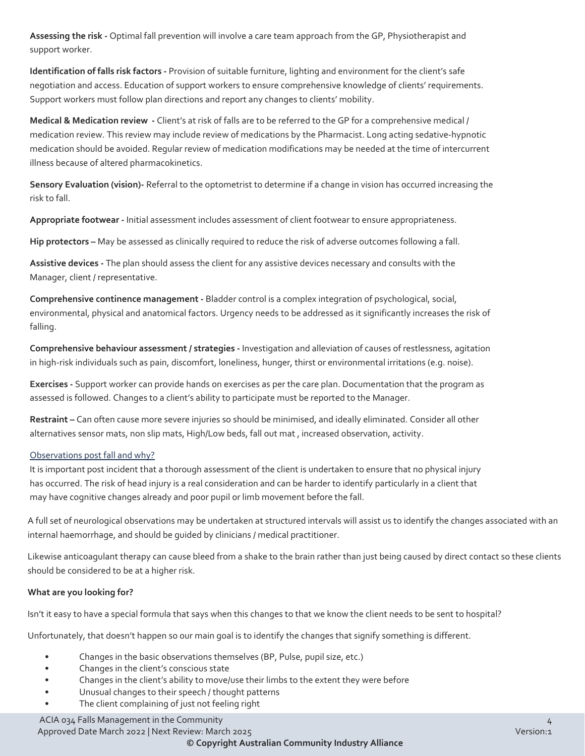**Assessing the risk -** Optimal fall prevention will involve a care team approach from the GP, Physiotherapist and support worker.

**Identification of falls risk factors -** Provision of suitable furniture, lighting and environment for the client's safe negotiation and access. Education of support workers to ensure comprehensive knowledge of clients' requirements. Support workers must follow plan directions and report any changes to clients' mobility.

**Medical & Medication review -** Client's at risk of falls are to be referred to the GP for a comprehensive medical / medication review. This review may include review of medications by the Pharmacist. Long acting sedative-hypnotic medication should be avoided. Regular review of medication modifications may be needed at the time of intercurrent illness because of altered pharmacokinetics.

**Sensory Evaluation (vision)-** Referral to the optometrist to determine if a change in vision has occurred increasing the risk to fall.

**Appropriate footwear -** Initial assessment includes assessment of client footwear to ensure appropriateness.

**Hip protectors –** May be assessed as clinically required to reduce the risk of adverse outcomes following a fall.

**Assistive devices -** The plan should assess the client for any assistive devices necessary and consults with the Manager, client / representative.

**Comprehensive continence management -** Bladder control is a complex integration of psychological, social, environmental, physical and anatomical factors. Urgency needs to be addressed as it significantly increases the risk of falling.

**Comprehensive behaviour assessment / strategies -** Investigation and alleviation of causes of restlessness, agitation in high-risk individuals such as pain, discomfort, loneliness, hunger, thirst or environmental irritations (e.g. noise).

**Exercises -** Support worker can provide hands on exercises as per the care plan. Documentation that the program as assessed is followed. Changes to a client's ability to participate must be reported to the Manager.

**Restraint –** Can often cause more severe injuries so should be minimised, and ideally eliminated. Consider all other alternatives sensor mats, non slip mats, High/Low beds, fall out mat , increased observation, activity.

Observations post fall and why?

It is important post incident that a thorough assessment of the client is undertaken to ensure that no physical injury has occurred. The risk of head injury is a real consideration and can be harder to identify particularly in a client that may have cognitive changes already and poor pupil or limb movement before the fall.

A full set of neurological observations may be undertaken at structured intervals will assist us to identify the changes associated with an internal haemorrhage, and should be guided by clinicians / medical practitioner.

Likewise anticoagulant therapy can cause bleed from a shake to the brain rather than just being caused by direct contact so these clients should be considered to be at a higher risk.

**What are you looking for?**

Isn't it easy to have a special formula that says when this changes to that we know the client needs to be sent to hospital?

Unfortunately, that doesn't happen so our main goal is to identify the changes that signify something is different.

- Changes in the basic observations themselves (BP, Pulse, pupil size, etc.)
- Changes in the client's conscious state
- Changes in the client's ability to move/use their limbs to the extent they were before
- Unusual changes to their speech / thought patterns
- The client complaining of just not feeling right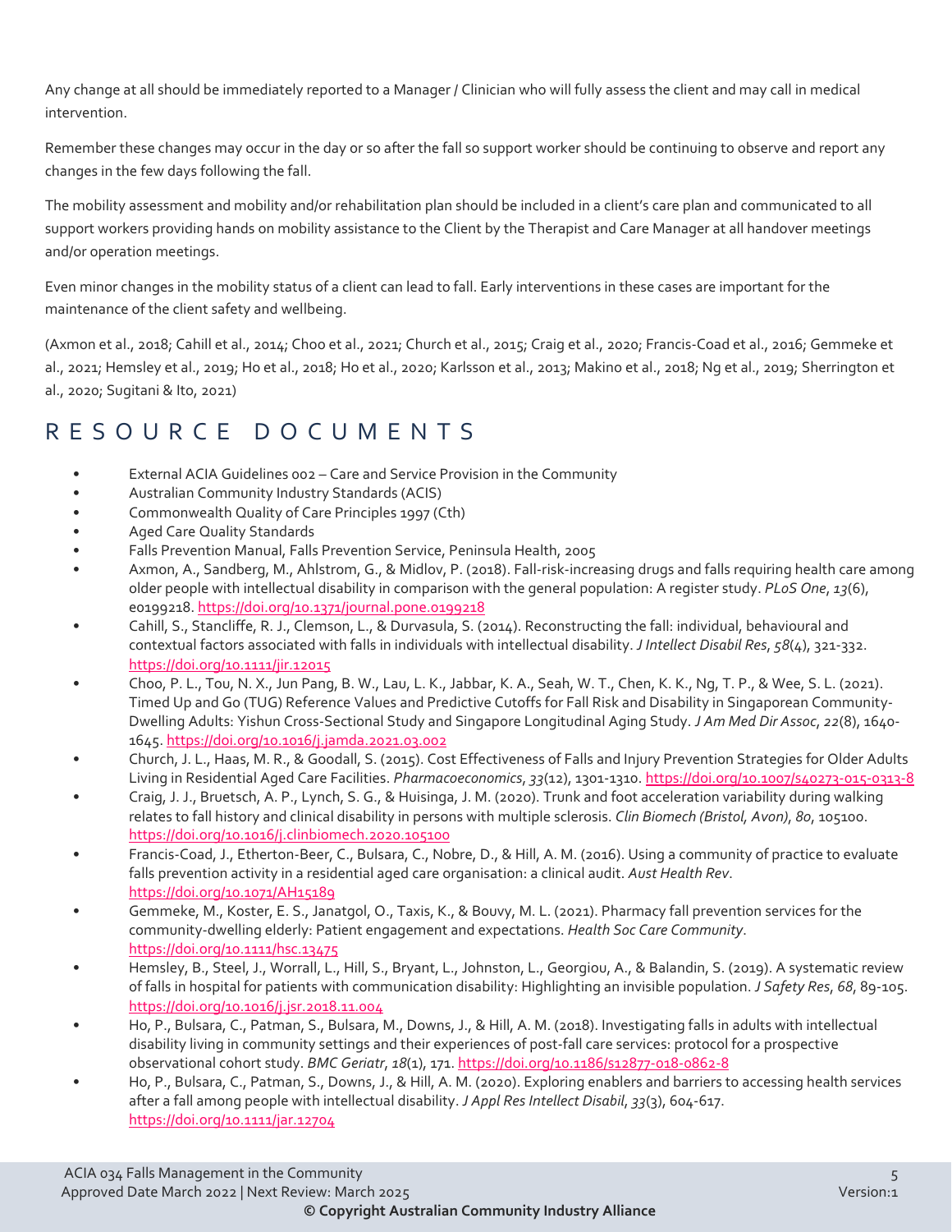Any change at all should be immediately reported to a Manager / Clinician who will fully assess the client and may call in medical intervention.

Remember these changes may occur in the day or so after the fall so support worker should be continuing to observe and report any changes in the few days following the fall.

The mobility assessment and mobility and/or rehabilitation plan should be included in a client's care plan and communicated to all support workers providing hands on mobility assistance to the Client by the Therapist and Care Manager at all handover meetings and/or operation meetings.

Even minor changes in the mobility status of a client can lead to fall. Early interventions in these cases are important for the maintenance of the client safety and wellbeing.

(Axmon et al., 2018; Cahill et al., 2014; Choo et al., 2021; Church et al., 2015; Craig et al., 2020; Francis-Coad et al., 2016; Gemmeke et al., 2021; Hemsley et al., 2019; Ho et al., 2018; Ho et al., 2020; Karlsson et al., 2013; Makino et al., 2018; Ng et al., 2019; Sherrington et al., 2020; Sugitani & Ito, 2021)

## RESOURCE DOCUMENTS

- External ACIA Guidelines 002 – Care and Service Provision in the Community
- Australian Community Industry Standards (ACIS)
- Commonwealth Quality of Care Principles 1997 (Cth)
- Aged Care Quality Standards
- Falls Prevention Manual, Falls Prevention Service, Peninsula Health, 2005
- Axmon, A., Sandberg, M., Ahlstrom, G., & Midlov, P. (2018). Fall-risk-increasing drugs and falls requiring health care among older people with intellectual disability in comparison with the general population: A register study. *PLoS One*, *13*(6), e0199218. https://doi.org/10.1371/journal.pone.0199218
- Cahill, S., Stancliffe, R. J., Clemson, L., & Durvasula, S. (2014). Reconstructing the fall: individual, behavioural and contextual factors associated with falls in individuals with intellectual disability. *J Intellect Disabil Res*, *58*(4), 321-332. https://doi.org/10.1111/jir.12015
- Choo, P. L., Tou, N. X., Jun Pang, B. W., Lau, L. K., Jabbar, K. A., Seah, W. T., Chen, K. K., Ng, T. P., & Wee, S. L. (2021). Timed Up and Go (TUG) Reference Values and Predictive Cutoffs for Fall Risk and Disability in Singaporean Community-Dwelling Adults: Yishun Cross-Sectional Study and Singapore Longitudinal Aging Study. *J Am Med Dir Assoc*, *22*(8), 1640-1645. https://doi.org/10.1016/j.jamda.2021.03.002
- Church, J. L., Haas, M. R., & Goodall, S. (2015). Cost Effectiveness of Falls and Injury Prevention Strategies for Older Adults Living in Residential Aged Care Facilities. *Pharmacoeconomics*, *33*(12), 1301-1310. https://doi.org/10.1007/s40273-015-0313-8
- Craig, J. J., Bruetsch, A. P., Lynch, S. G., & Huisinga, J. M. (2020). Trunk and foot acceleration variability during walking relates to fall history and clinical disability in persons with multiple sclerosis. *Clin Biomech (Bristol, Avon)*, *80*, 105100. https://doi.org/10.1016/j.clinbiomech.2020.105100
- Francis-Coad, J., Etherton-Beer, C., Bulsara, C., Nobre, D., & Hill, A. M. (2016). Using a community of practice to evaluate falls prevention activity in a residential aged care organisation: a clinical audit. *Aust Health Rev*. https://doi.org/10.1071/AH15189
- Gemmeke, M., Koster, E. S., Janatgol, O., Taxis, K., & Bouvy, M. L. (2021). Pharmacy fall prevention services for the community-dwelling elderly: Patient engagement and expectations. *Health Soc Care Community*. https://doi.org/10.1111/hsc.13475
- Hemsley, B., Steel, J., Worrall, L., Hill, S., Bryant, L., Johnston, L., Georgiou, A., & Balandin, S. (2019). A systematic review of falls in hospital for patients with communication disability: Highlighting an invisible population. *J Safety Res*, *68*, 89-105. https://doi.org/10.1016/j.jsr.2018.11.004
- Ho, P., Bulsara, C., Patman, S., Bulsara, M., Downs, J., & Hill, A. M. (2018). Investigating falls in adults with intellectual disability living in community settings and their experiences of post-fall care services: protocol for a prospective observational cohort study. *BMC Geriatr*, *18*(1), 171. https://doi.org/10.1186/s12877-018-0862-8
- Ho, P., Bulsara, C., Patman, S., Downs, J., & Hill, A. M. (2020). Exploring enablers and barriers to accessing health services after a fall among people with intellectual disability. *J Appl Res Intellect Disabil*, *33*(3), 604-617. https://doi.org/10.1111/jar.12704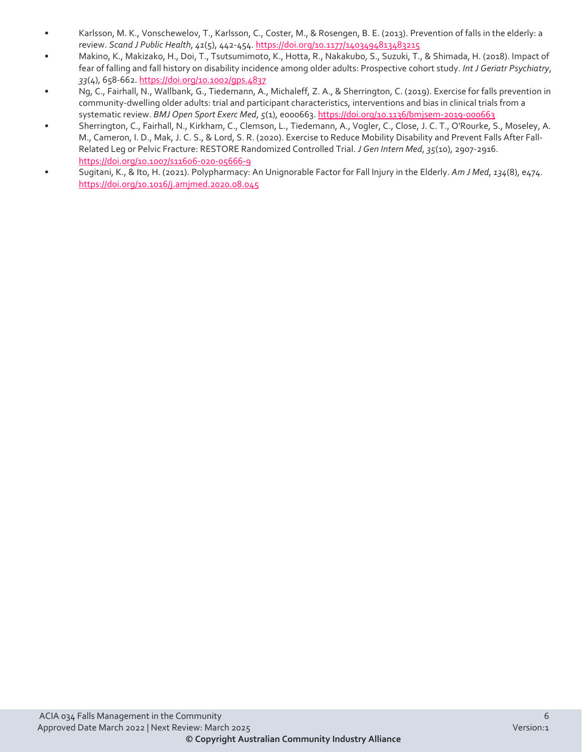- Karlsson, M. K., Vonschewelov, T., Karlsson, C., Coster, M., & Rosengen, B. E. (2013). Prevention of falls in the elderly: a review. *Scand J Public Health*, *41*(5), 442-454. https://doi.org/10.1177/1403494813483215
- Makino, K., Makizako, H., Doi, T., Tsutsumimoto, K., Hotta, R., Nakakubo, S., Suzuki, T., & Shimada, H. (2018). Impact of fear of falling and fall history on disability incidence among older adults: Prospective cohort study. *Int J Geriatr Psychiatry*, *33*(4), 658-662. https://doi.org/10.1002/gps.4837
- Ng, C., Fairhall, N., Wallbank, G., Tiedemann, A., Michaleff, Z. A., & Sherrington, C. (2019). Exercise for falls prevention in community-dwelling older adults: trial and participant characteristics, interventions and bias in clinical trials from a systematic review. *BMJ Open Sport Exerc Med*, *5*(1), e000663. https://doi.org/10.1136/bmjsem-2019-000663
- Sherrington, C., Fairhall, N., Kirkham, C., Clemson, L., Tiedemann, A., Vogler, C., Close, J. C. T., O'Rourke, S., Moseley, A. M., Cameron, I. D., Mak, J. C. S., & Lord, S. R. (2020). Exercise to Reduce Mobility Disability and Prevent Falls After Fall-Related Leg or Pelvic Fracture: RESTORE Randomized Controlled Trial. *J Gen Intern Med*, *35*(10), 2907-2916. https://doi.org/10.1007/s11606-020-05666-9
- Sugitani, K., & Ito, H. (2021). Polypharmacy: An Unignorable Factor for Fall Injury in the Elderly. *Am J Med*, *134*(8), e474. https://doi.org/10.1016/j.amjmed.2020.08.045